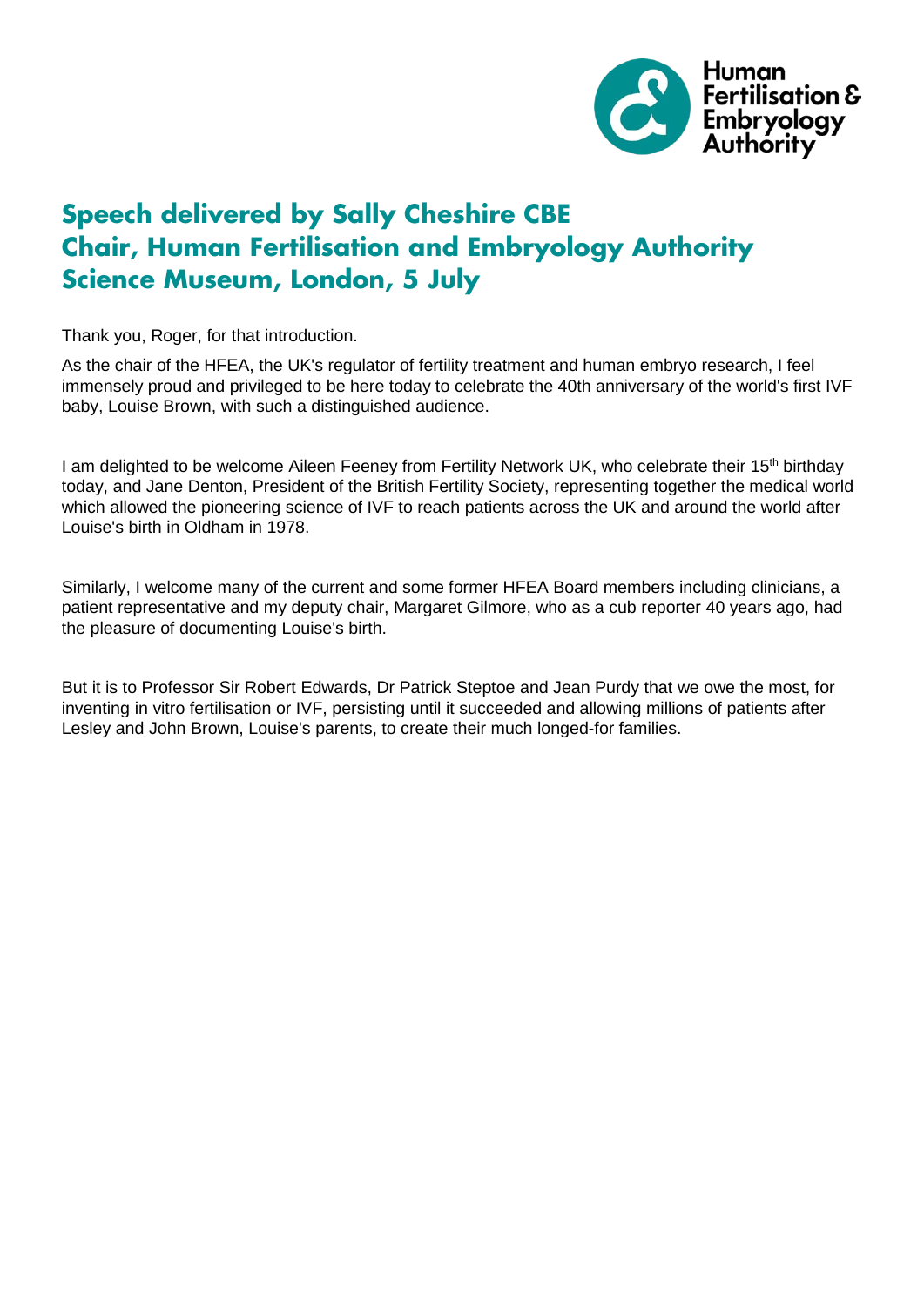# Speech delivered by Sally Cheshire CBE
# Chair, Human Fertilisation and Embryology Authority
# Science Museum, London, 5 July

Thank you, Roger, for that introduction.

As the chair of the HFEA, the UK's regulator of fertility treatment and human embryo research, I feel immensely proud and privileged to be here today to celebrate the 40th anniversary of the world's first IVF baby, Louise Brown, with such a distinguished audience.

I am delighted to be welcome Aileen Feeney from Fertility Network UK, who celebrate their 15th birthday today, and Jane Denton, President of the British Fertility Society, representing together the medical world which allowed the pioneering science of IVF to reach patients across the UK and around the world after Louise's birth in Oldham in 1978.

Similarly, I welcome many of the current and some former HFEA Board members including clinicians, a patient representative and my deputy chair, Margaret Gilmore, who as a cub reporter 40 years ago, had the pleasure of documenting Louise's birth.

But it is to Professor Sir Robert Edwards, Dr Patrick Steptoe and Jean Purdy that we owe the most, for inventing in vitro fertilisation or IVF, persisting until it succeeded and allowing millions of patients after Lesley and John Brown, Louise's parents, to create their much longed-for families.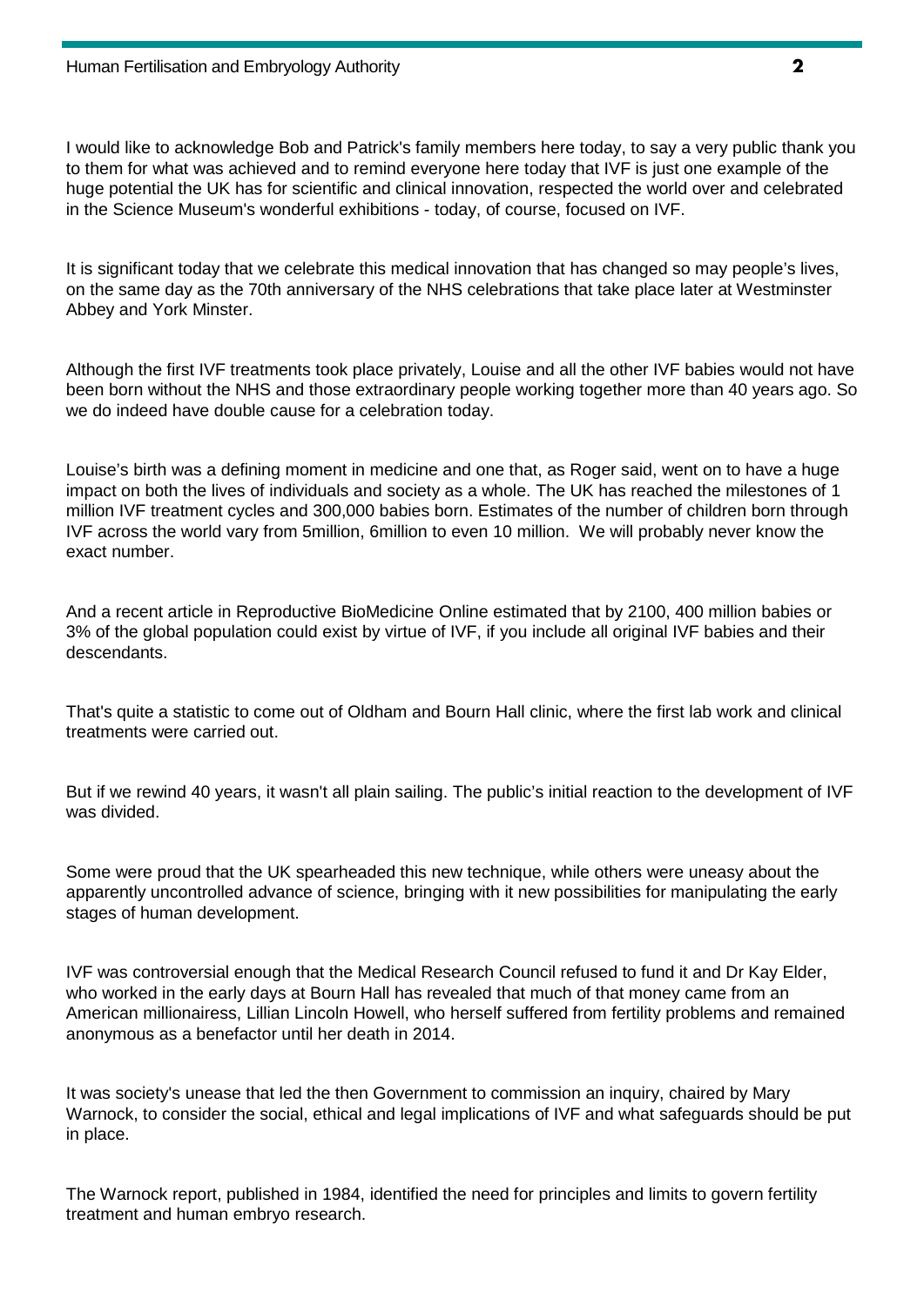I would like to acknowledge Bob and Patrick's family members here today, to say a very public thank you to them for what was achieved and to remind everyone here today that IVF is just one example of the huge potential the UK has for scientific and clinical innovation, respected the world over and celebrated in the Science Museum's wonderful exhibitions - today, of course, focused on IVF.

It is significant today that we celebrate this medical innovation that has changed so may people's lives, on the same day as the 70th anniversary of the NHS celebrations that take place later at Westminster Abbey and York Minster.

Although the first IVF treatments took place privately, Louise and all the other IVF babies would not have been born without the NHS and those extraordinary people working together more than 40 years ago. So we do indeed have double cause for a celebration today.

Louise's birth was a defining moment in medicine and one that, as Roger said, went on to have a huge impact on both the lives of individuals and society as a whole. The UK has reached the milestones of 1 million IVF treatment cycles and 300,000 babies born. Estimates of the number of children born through IVF across the world vary from 5million, 6million to even 10 million. We will probably never know the exact number.

And a recent article in Reproductive BioMedicine Online estimated that by 2100, 400 million babies or 3% of the global population could exist by virtue of IVF, if you include all original IVF babies and their descendants.

That's quite a statistic to come out of Oldham and Bourn Hall clinic, where the first lab work and clinical treatments were carried out.

But if we rewind 40 years, it wasn't all plain sailing. The public's initial reaction to the development of IVF was divided.

Some were proud that the UK spearheaded this new technique, while others were uneasy about the apparently uncontrolled advance of science, bringing with it new possibilities for manipulating the early stages of human development.

IVF was controversial enough that the Medical Research Council refused to fund it and Dr Kay Elder, who worked in the early days at Bourn Hall has revealed that much of that money came from an American millionairess, Lillian Lincoln Howell, who herself suffered from fertility problems and remained anonymous as a benefactor until her death in 2014.

It was society's unease that led the then Government to commission an inquiry, chaired by Mary Warnock, to consider the social, ethical and legal implications of IVF and what safeguards should be put in place.

The Warnock report, published in 1984, identified the need for principles and limits to govern fertility treatment and human embryo research.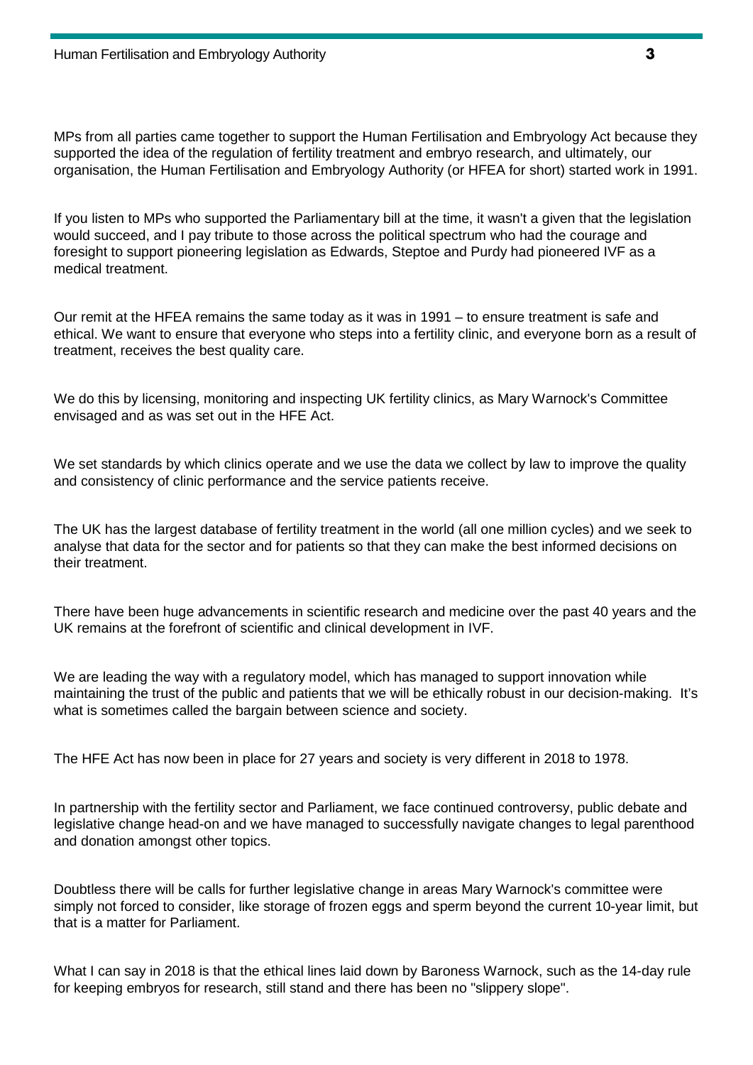MPs from all parties came together to support the Human Fertilisation and Embryology Act because they supported the idea of the regulation of fertility treatment and embryo research, and ultimately, our organisation, the Human Fertilisation and Embryology Authority (or HFEA for short) started work in 1991.

If you listen to MPs who supported the Parliamentary bill at the time, it wasn't a given that the legislation would succeed, and I pay tribute to those across the political spectrum who had the courage and foresight to support pioneering legislation as Edwards, Steptoe and Purdy had pioneered IVF as a medical treatment.

Our remit at the HFEA remains the same today as it was in 1991 – to ensure treatment is safe and ethical. We want to ensure that everyone who steps into a fertility clinic, and everyone born as a result of treatment, receives the best quality care.

We do this by licensing, monitoring and inspecting UK fertility clinics, as Mary Warnock's Committee envisaged and as was set out in the HFE Act.

We set standards by which clinics operate and we use the data we collect by law to improve the quality and consistency of clinic performance and the service patients receive.

The UK has the largest database of fertility treatment in the world (all one million cycles) and we seek to analyse that data for the sector and for patients so that they can make the best informed decisions on their treatment.

There have been huge advancements in scientific research and medicine over the past 40 years and the UK remains at the forefront of scientific and clinical development in IVF.

We are leading the way with a regulatory model, which has managed to support innovation while maintaining the trust of the public and patients that we will be ethically robust in our decision-making. It's what is sometimes called the bargain between science and society.

The HFE Act has now been in place for 27 years and society is very different in 2018 to 1978.

In partnership with the fertility sector and Parliament, we face continued controversy, public debate and legislative change head-on and we have managed to successfully navigate changes to legal parenthood and donation amongst other topics.

Doubtless there will be calls for further legislative change in areas Mary Warnock's committee were simply not forced to consider, like storage of frozen eggs and sperm beyond the current 10-year limit, but that is a matter for Parliament.

What I can say in 2018 is that the ethical lines laid down by Baroness Warnock, such as the 14-day rule for keeping embryos for research, still stand and there has been no "slippery slope".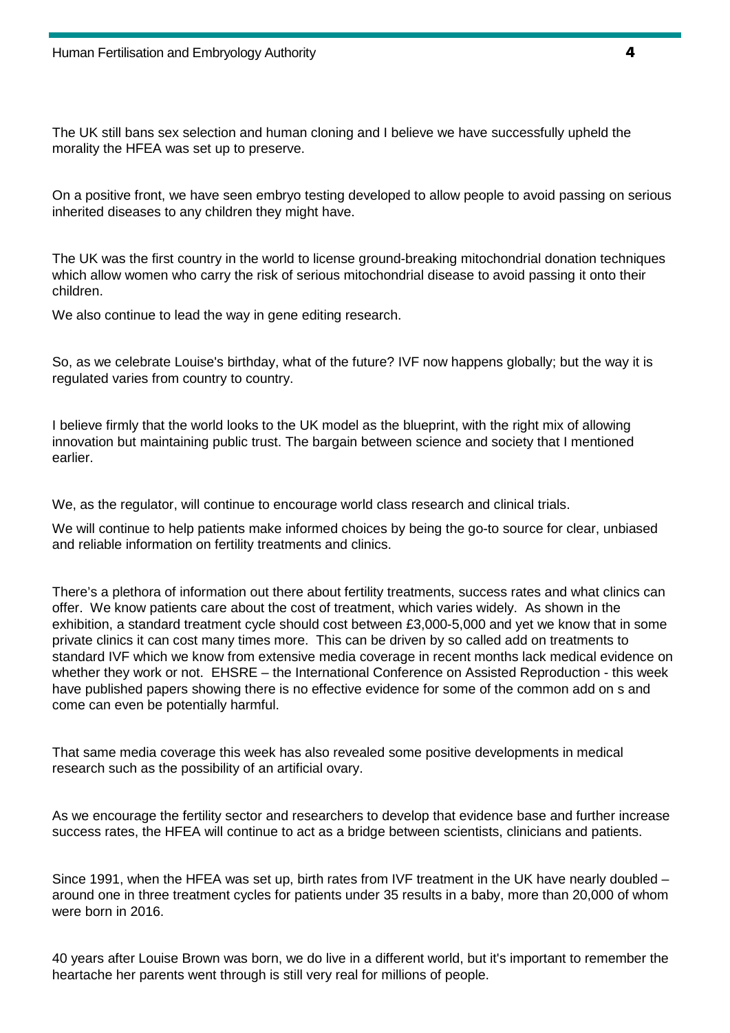The UK still bans sex selection and human cloning and I believe we have successfully upheld the morality the HFEA was set up to preserve.

On a positive front, we have seen embryo testing developed to allow people to avoid passing on serious inherited diseases to any children they might have.

The UK was the first country in the world to license ground-breaking mitochondrial donation techniques which allow women who carry the risk of serious mitochondrial disease to avoid passing it onto their children.

We also continue to lead the way in gene editing research.

So, as we celebrate Louise's birthday, what of the future? IVF now happens globally; but the way it is regulated varies from country to country.

I believe firmly that the world looks to the UK model as the blueprint, with the right mix of allowing innovation but maintaining public trust. The bargain between science and society that I mentioned earlier.

We, as the regulator, will continue to encourage world class research and clinical trials.

We will continue to help patients make informed choices by being the go-to source for clear, unbiased and reliable information on fertility treatments and clinics.

There's a plethora of information out there about fertility treatments, success rates and what clinics can offer. We know patients care about the cost of treatment, which varies widely. As shown in the exhibition, a standard treatment cycle should cost between £3,000-5,000 and yet we know that in some private clinics it can cost many times more. This can be driven by so called add on treatments to standard IVF which we know from extensive media coverage in recent months lack medical evidence on whether they work or not. EHSRE – the International Conference on Assisted Reproduction - this week have published papers showing there is no effective evidence for some of the common add on s and come can even be potentially harmful.

That same media coverage this week has also revealed some positive developments in medical research such as the possibility of an artificial ovary.

As we encourage the fertility sector and researchers to develop that evidence base and further increase success rates, the HFEA will continue to act as a bridge between scientists, clinicians and patients.

Since 1991, when the HFEA was set up, birth rates from IVF treatment in the UK have nearly doubled – around one in three treatment cycles for patients under 35 results in a baby, more than 20,000 of whom were born in 2016.

40 years after Louise Brown was born, we do live in a different world, but it's important to remember the heartache her parents went through is still very real for millions of people.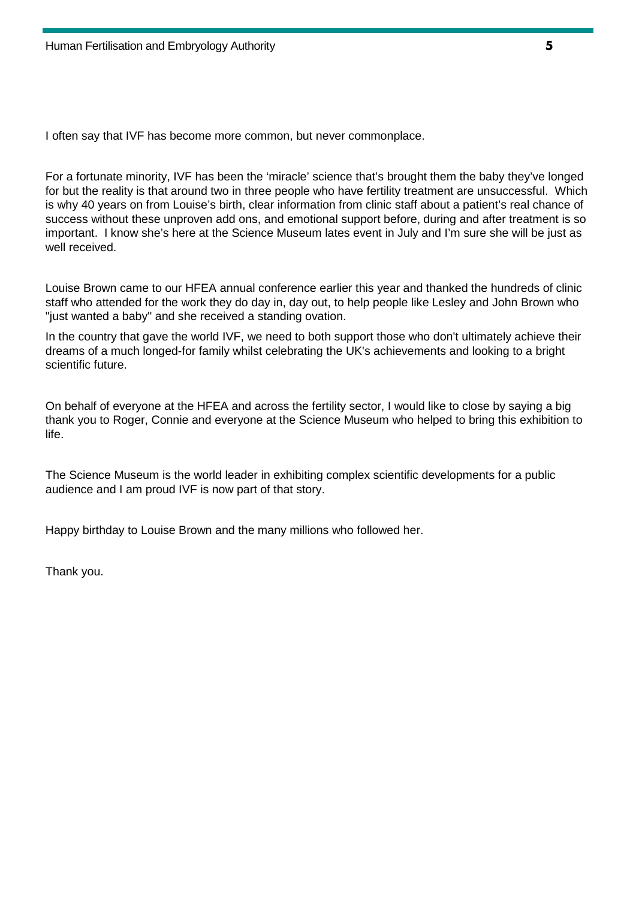I often say that IVF has become more common, but never commonplace.

For a fortunate minority, IVF has been the 'miracle' science that's brought them the baby they've longed for but the reality is that around two in three people who have fertility treatment are unsuccessful. Which is why 40 years on from Louise's birth, clear information from clinic staff about a patient's real chance of success without these unproven add ons, and emotional support before, during and after treatment is so important. I know she's here at the Science Museum lates event in July and I'm sure she will be just as well received.

Louise Brown came to our HFEA annual conference earlier this year and thanked the hundreds of clinic staff who attended for the work they do day in, day out, to help people like Lesley and John Brown who "just wanted a baby" and she received a standing ovation.

In the country that gave the world IVF, we need to both support those who don't ultimately achieve their dreams of a much longed-for family whilst celebrating the UK's achievements and looking to a bright scientific future.

On behalf of everyone at the HFEA and across the fertility sector, I would like to close by saying a big thank you to Roger, Connie and everyone at the Science Museum who helped to bring this exhibition to life.

The Science Museum is the world leader in exhibiting complex scientific developments for a public audience and I am proud IVF is now part of that story.

Happy birthday to Louise Brown and the many millions who followed her.

Thank you.